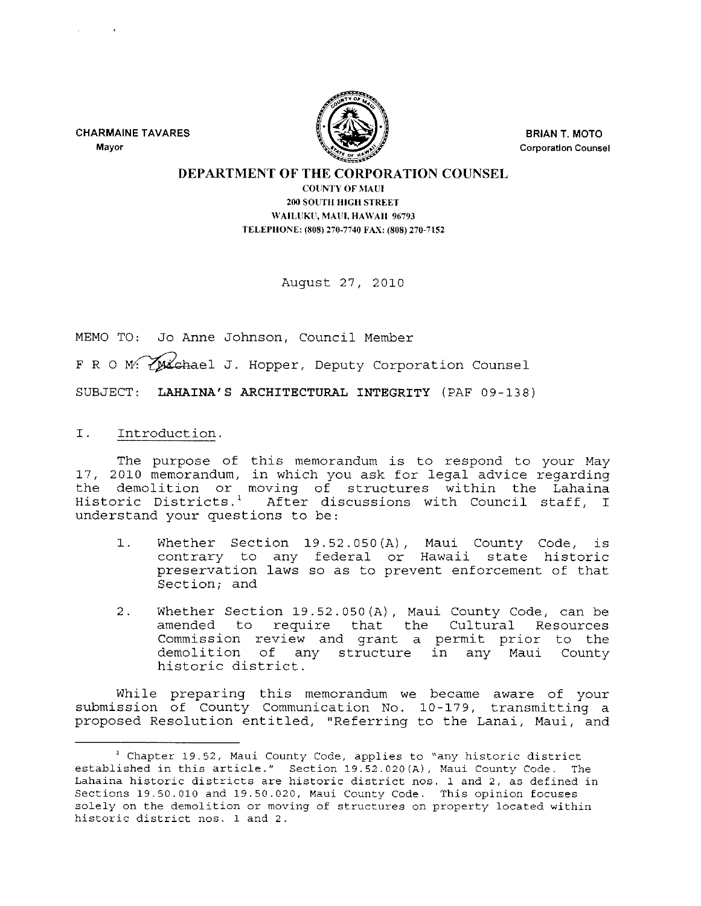CHARMAINE TAVARES
Mayor

BRIAN T. MOTO
Corporation Counsel

**DEPARTMENT OF THE CORPORATION COUNSEL**
COUNTY OF MAUI
200 SOUTH HIGH STREET
WAILUKU, MAUI, HAWAII 96793
TELEPHONE: (808) 270-7740 FAX: (808) 270-7152

August 27, 2010

MEMO TO: Jo Anne Johnson, Council Member

F R O M: Michael J. Hopper, Deputy Corporation Counsel

SUBJECT: **LAHAINA'S ARCHITECTURAL INTEGRITY** (PAF 09-138)

## I. Introduction.

The purpose of this memorandum is to respond to your May 17, 2010 memorandum, in which you ask for legal advice regarding the demolition or moving of structures within the Lahaina Historic Districts.[1] After discussions with Council staff, I understand your questions to be:

1. Whether Section 19.52.050(A), Maui County Code, is contrary to any federal or Hawaii state historic preservation laws so as to prevent enforcement of that Section; and

2. Whether Section 19.52.050(A), Maui County Code, can be amended to require that the Cultural Resources Commission review and grant a permit prior to the demolition of any structure in any Maui County historic district.

While preparing this memorandum we became aware of your submission of County Communication No. 10-179, transmitting a proposed Resolution entitled, "Referring to the Lanai, Maui, and

---

[1] Chapter 19.52, Maui County Code, applies to "any historic district established in this article." Section 19.52.020(A), Maui County Code. The Lahaina historic districts are historic district nos. 1 and 2, as defined in Sections 19.50.010 and 19.50.020, Maui County Code. This opinion focuses solely on the demolition or moving of structures on property located within historic district nos. 1 and 2.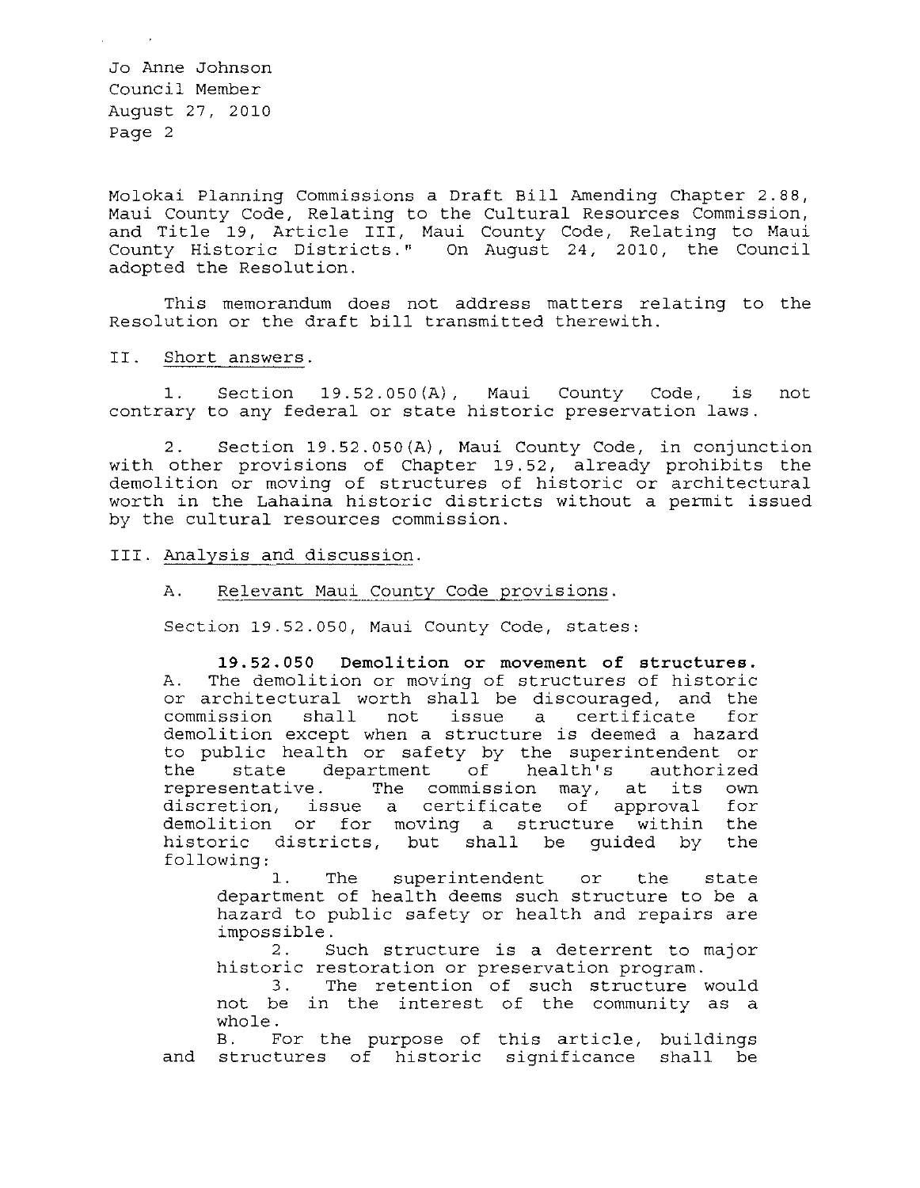Molokai Planning Commissions a Draft Bill Amending Chapter 2.88, Maui County Code, Relating to the Cultural Resources Commission, and Title 19, Article III, Maui County Code, Relating to Maui County Historic Districts." On August 24, 2010, the Council adopted the Resolution.

This memorandum does not address matters relating to the Resolution or the draft bill transmitted therewith.

## II. Short answers.

1. Section 19.52.050(A), Maui County Code, is not contrary to any federal or state historic preservation laws.

2. Section 19.52.050(A), Maui County Code, in conjunction with other provisions of Chapter 19.52, already prohibits the demolition or moving of structures of historic or architectural worth in the Lahaina historic districts without a permit issued by the cultural resources commission.

## III. Analysis and discussion.

### A. Relevant Maui County Code provisions.

Section 19.52.050, Maui County Code, states:

> **19.52.050 Demolition or movement of structures.** A. The demolition or moving of structures of historic or architectural worth shall be discouraged, and the commission shall not issue a certificate for demolition except when a structure is deemed a hazard to public health or safety by the superintendent or the state department of health's authorized representative. The commission may, at its own discretion, issue a certificate of approval for demolition or for moving a structure within the historic districts, but shall be guided by the following:
>
> 1. The superintendent or the state department of health deems such structure to be a hazard to public safety or health and repairs are impossible.
> 2. Such structure is a deterrent to major historic restoration or preservation program.
> 3. The retention of such structure would not be in the interest of the community as a whole.
>
> B. For the purpose of this article, buildings and structures of historic significance shall be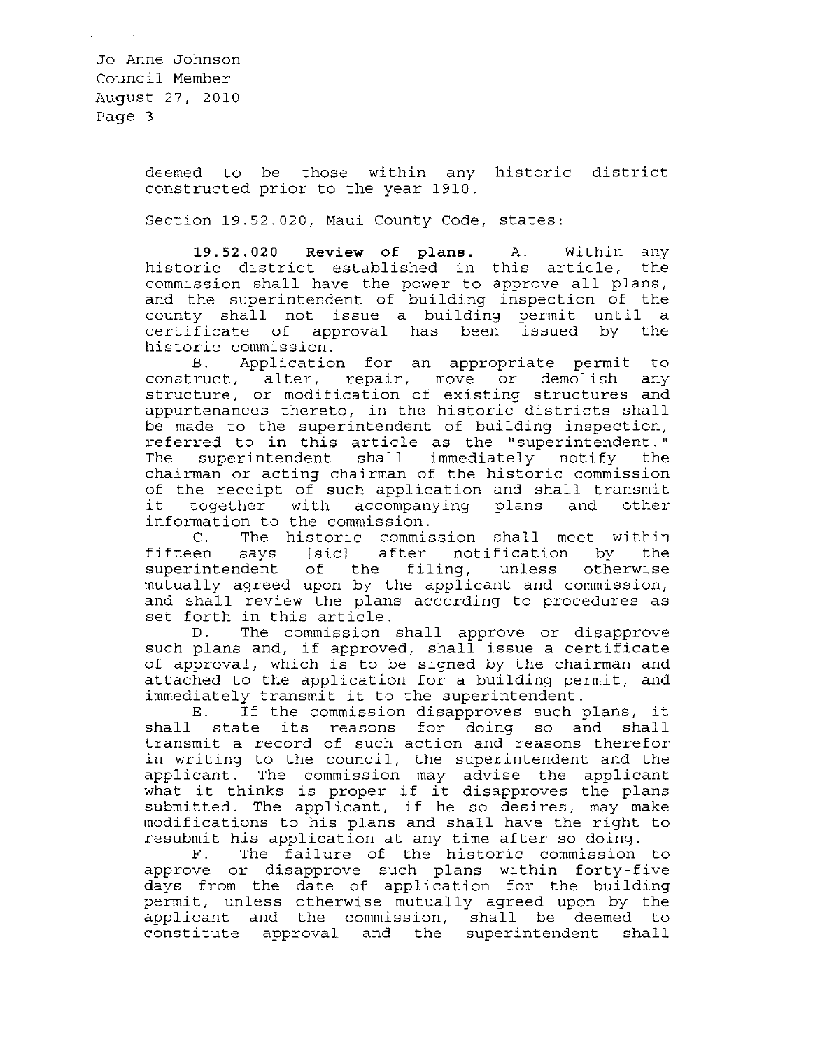deemed to be those within any historic district constructed prior to the year 1910.

Section 19.52.020, Maui County Code, states:

> **19.52.020 Review of plans.** A. Within any historic district established in this article, the commission shall have the power to approve all plans, and the superintendent of building inspection of the county shall not issue a building permit until a certificate of approval has been issued by the historic commission.
>
> B. Application for an appropriate permit to construct, alter, repair, move or demolish any structure, or modification of existing structures and appurtenances thereto, in the historic districts shall be made to the superintendent of building inspection, referred to in this article as the "superintendent." The superintendent shall immediately notify the chairman or acting chairman of the historic commission of the receipt of such application and shall transmit it together with accompanying plans and other information to the commission.
>
> C. The historic commission shall meet within fifteen says [sic] after notification by the superintendent of the filing, unless otherwise mutually agreed upon by the applicant and commission, and shall review the plans according to procedures as set forth in this article.
>
> D. The commission shall approve or disapprove such plans and, if approved, shall issue a certificate of approval, which is to be signed by the chairman and attached to the application for a building permit, and immediately transmit it to the superintendent.
>
> E. If the commission disapproves such plans, it shall state its reasons for doing so and shall transmit a record of such action and reasons therefor in writing to the council, the superintendent and the applicant. The commission may advise the applicant what it thinks is proper if it disapproves the plans submitted. The applicant, if he so desires, may make modifications to his plans and shall have the right to resubmit his application at any time after so doing.
>
> F. The failure of the historic commission to approve or disapprove such plans within forty-five days from the date of application for the building permit, unless otherwise mutually agreed upon by the applicant and the commission, shall be deemed to constitute approval and the superintendent shall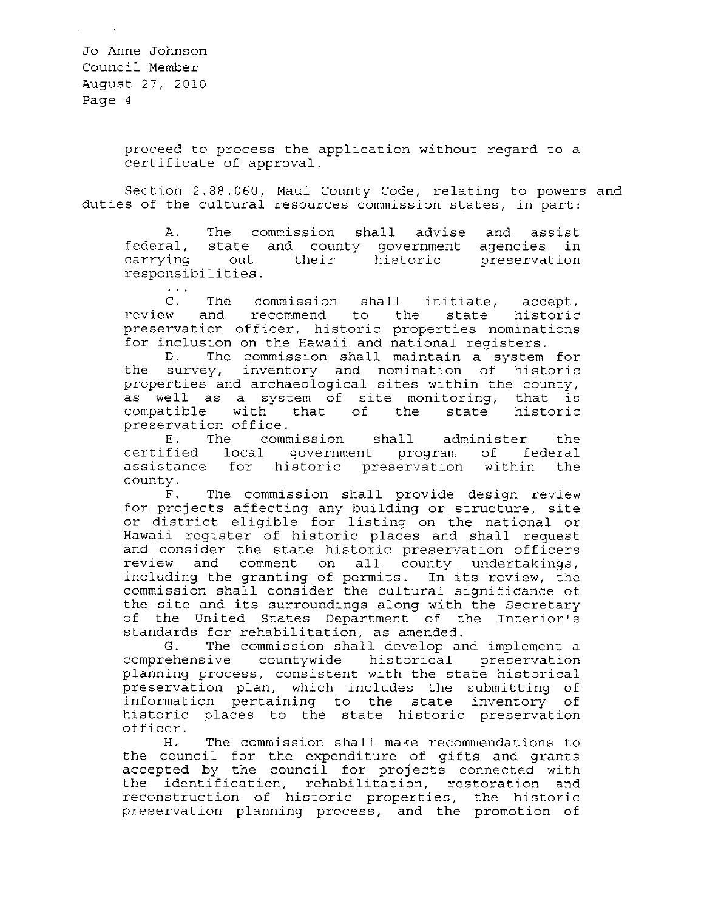proceed to process the application without regard to a certificate of approval.

Section 2.88.060, Maui County Code, relating to powers and duties of the cultural resources commission states, in part:

> A. The commission shall advise and assist federal, state and county government agencies in carrying out their historic preservation responsibilities.
>
> . . .
>
> C. The commission shall initiate, accept, review and recommend to the state historic preservation officer, historic properties nominations for inclusion on the Hawaii and national registers.
>
> D. The commission shall maintain a system for the survey, inventory and nomination of historic properties and archaeological sites within the county, as well as a system of site monitoring, that is compatible with that of the state historic preservation office.
>
> E. The commission shall administer the certified local government program of federal assistance for historic preservation within the county.
>
> F. The commission shall provide design review for projects affecting any building or structure, site or district eligible for listing on the national or Hawaii register of historic places and shall request and consider the state historic preservation officers review and comment on all county undertakings, including the granting of permits. In its review, the commission shall consider the cultural significance of the site and its surroundings along with the Secretary of the United States Department of the Interior's standards for rehabilitation, as amended.
>
> G. The commission shall develop and implement a comprehensive countywide historical preservation planning process, consistent with the state historical preservation plan, which includes the submitting of information pertaining to the state inventory of historic places to the state historic preservation officer.
>
> H. The commission shall make recommendations to the council for the expenditure of gifts and grants accepted by the council for projects connected with the identification, rehabilitation, restoration and reconstruction of historic properties, the historic preservation planning process, and the promotion of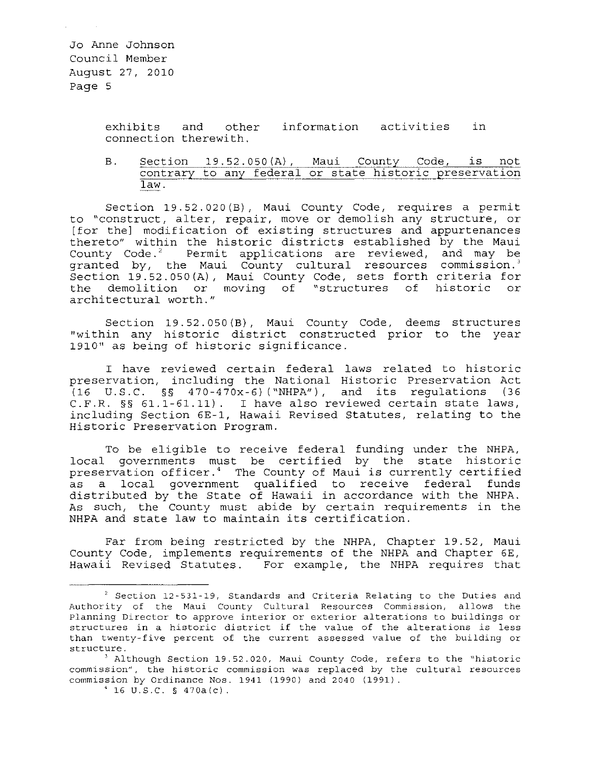exhibits and other information activities in connection therewith.

B. <u>Section 19.52.050(A), Maui County Code, is not contrary to any federal or state historic preservation law.</u>

Section 19.52.020(B), Maui County Code, requires a permit to "construct, alter, repair, move or demolish any structure, or [for the] modification of existing structures and appurtenances thereto" within the historic districts established by the Maui County Code.[2] Permit applications are reviewed, and may be granted by, the Maui County cultural resources commission.[3] Section 19.52.050(A), Maui County Code, sets forth criteria for the demolition or moving of "structures of historic or architectural worth."

Section 19.52.050(B), Maui County Code, deems structures "within any historic district constructed prior to the year 1910" as being of historic significance.

I have reviewed certain federal laws related to historic preservation, including the National Historic Preservation Act (16 U.S.C. §§ 470-470x-6)("NHPA"), and its regulations (36 C.F.R. §§ 61.1-61.11). I have also reviewed certain state laws, including Section 6E-1, Hawaii Revised Statutes, relating to the Historic Preservation Program.

To be eligible to receive federal funding under the NHPA, local governments must be certified by the state historic preservation officer.[4] The County of Maui is currently certified as a local government qualified to receive federal funds distributed by the State of Hawaii in accordance with the NHPA. As such, the County must abide by certain requirements in the NHPA and state law to maintain its certification.

Far from being restricted by the NHPA, Chapter 19.52, Maui County Code, implements requirements of the NHPA and Chapter 6E, Hawaii Revised Statutes. For example, the NHPA requires that

---

[2] Section 12-531-19, Standards and Criteria Relating to the Duties and Authority of the Maui County Cultural Resources Commission, allows the Planning Director to approve interior or exterior alterations to buildings or structures in a historic district if the value of the alterations is less than twenty-five percent of the current assessed value of the building or structure.

[3] Although Section 19.52.020, Maui County Code, refers to the "historic commission", the historic commission was replaced by the cultural resources commission by Ordinance Nos. 1941 (1990) and 2040 (1991).

[4] 16 U.S.C. § 470a(c).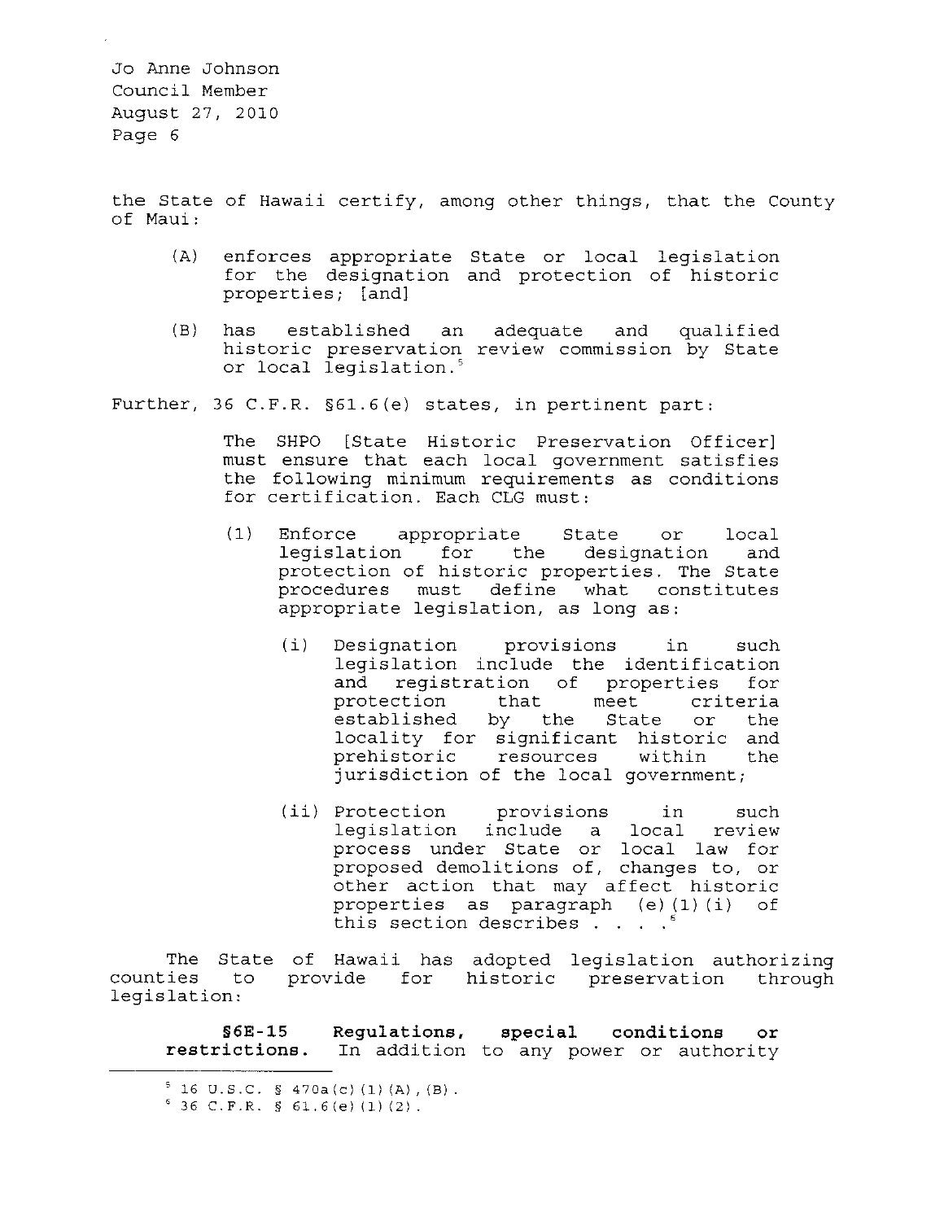the State of Hawaii certify, among other things, that the County of Maui:

> (A) enforces appropriate State or local legislation for the designation and protection of historic properties; [and]
>
> (B) has established an adequate and qualified historic preservation review commission by State or local legislation.[5]

Further, 36 C.F.R. §61.6(e) states, in pertinent part:

> The SHPO [State Historic Preservation Officer] must ensure that each local government satisfies the following minimum requirements as conditions for certification. Each CLG must:
>
> (1) Enforce appropriate State or local legislation for the designation and protection of historic properties. The State procedures must define what constitutes appropriate legislation, as long as:
>
> (i) Designation provisions in such legislation include the identification and registration of properties for protection that meet criteria established by the State or the locality for significant historic and prehistoric resources within the jurisdiction of the local government;
>
> (ii) Protection provisions in such legislation include a local review process under State or local law for proposed demolitions of, changes to, or other action that may affect historic properties as paragraph (e)(1)(i) of this section describes . . . .[6]

The State of Hawaii has adopted legislation authorizing counties to provide for historic preservation through legislation:

> **§6E-15 Regulations, special conditions or restrictions.** In addition to any power or authority

---

[5] 16 U.S.C. § 470a(c)(1)(A),(B).

[6] 36 C.F.R. § 61.6(e)(1)(2).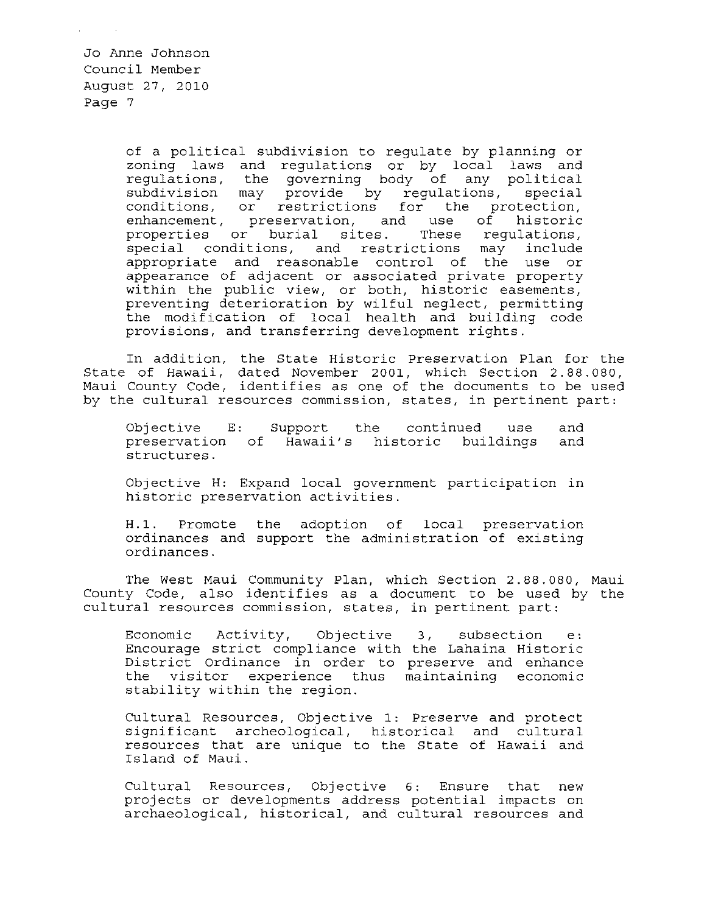of a political subdivision to regulate by planning or zoning laws and regulations or by local laws and regulations, the governing body of any political subdivision may provide by regulations, special conditions, or restrictions for the protection, enhancement, preservation, and use of historic properties or burial sites. These regulations, special conditions, and restrictions may include appropriate and reasonable control of the use or appearance of adjacent or associated private property within the public view, or both, historic easements, preventing deterioration by wilful neglect, permitting the modification of local health and building code provisions, and transferring development rights.

In addition, the State Historic Preservation Plan for the State of Hawaii, dated November 2001, which Section 2.88.080, Maui County Code, identifies as one of the documents to be used by the cultural resources commission, states, in pertinent part:

> Objective E: Support the continued use and preservation of Hawaii's historic buildings and structures.
>
> Objective H: Expand local government participation in historic preservation activities.
>
> H.1. Promote the adoption of local preservation ordinances and support the administration of existing ordinances.

The West Maui Community Plan, which Section 2.88.080, Maui County Code, also identifies as a document to be used by the cultural resources commission, states, in pertinent part:

> Economic Activity, Objective 3, subsection e: Encourage strict compliance with the Lahaina Historic District Ordinance in order to preserve and enhance the visitor experience thus maintaining economic stability within the region.
>
> Cultural Resources, Objective 1: Preserve and protect significant archeological, historical and cultural resources that are unique to the State of Hawaii and Island of Maui.
>
> Cultural Resources, Objective 6: Ensure that new projects or developments address potential impacts on archaeological, historical, and cultural resources and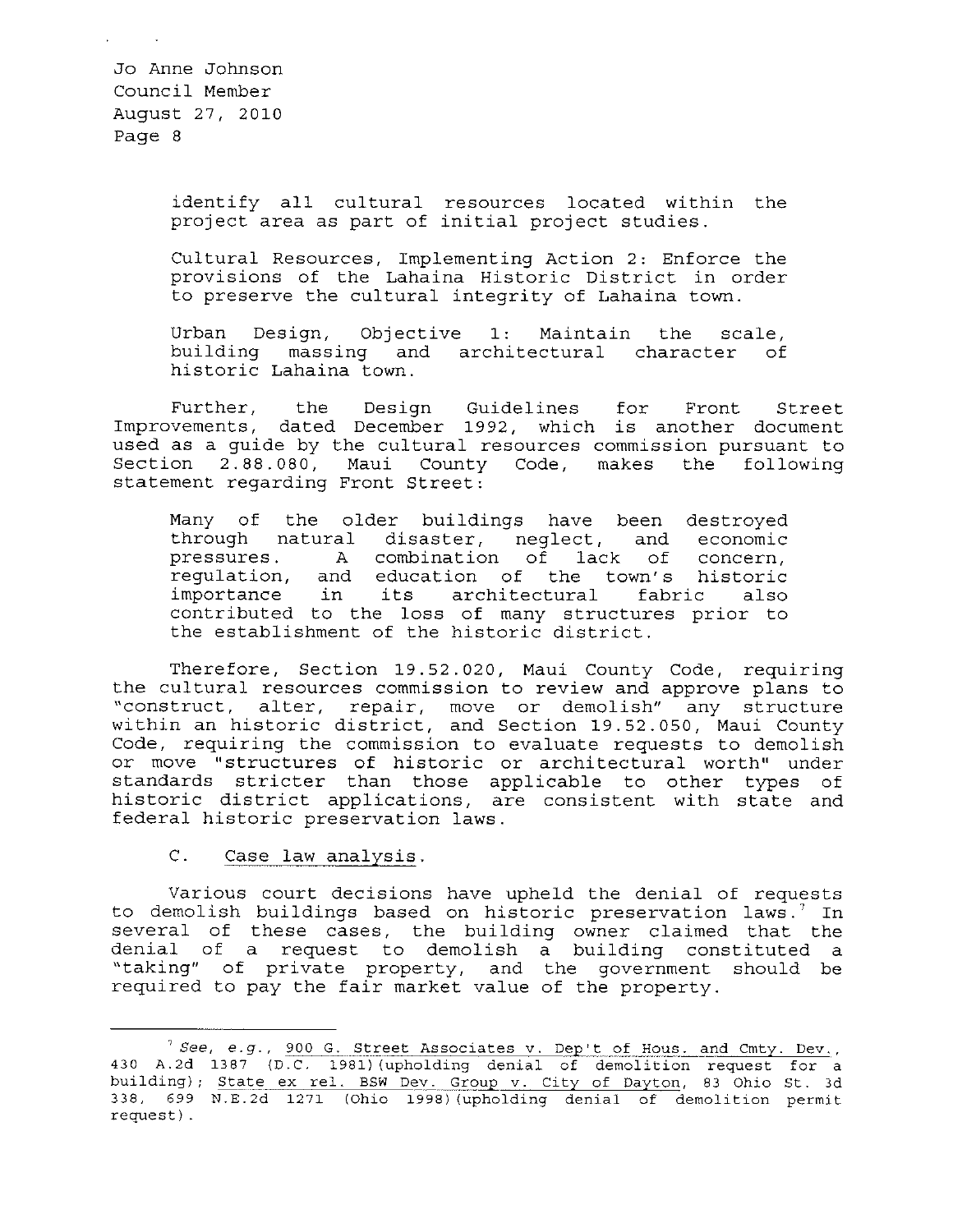identify all cultural resources located within the project area as part of initial project studies.

> Cultural Resources, Implementing Action 2: Enforce the provisions of the Lahaina Historic District in order to preserve the cultural integrity of Lahaina town.
>
> Urban Design, Objective 1: Maintain the scale, building massing and architectural character of historic Lahaina town.

Further, the Design Guidelines for Front Street Improvements, dated December 1992, which is another document used as a guide by the cultural resources commission pursuant to Section 2.88.080, Maui County Code, makes the following statement regarding Front Street:

> Many of the older buildings have been destroyed through natural disaster, neglect, and economic pressures. A combination of lack of concern, regulation, and education of the town's historic importance in its architectural fabric also contributed to the loss of many structures prior to the establishment of the historic district.

Therefore, Section 19.52.020, Maui County Code, requiring the cultural resources commission to review and approve plans to "construct, alter, repair, move or demolish" any structure within an historic district, and Section 19.52.050, Maui County Code, requiring the commission to evaluate requests to demolish or move "structures of historic or architectural worth" under standards stricter than those applicable to other types of historic district applications, are consistent with state and federal historic preservation laws.

C. Case law analysis.

Various court decisions have upheld the denial of requests to demolish buildings based on historic preservation laws.[7] In several of these cases, the building owner claimed that the denial of a request to demolish a building constituted a "taking" of private property, and the government should be required to pay the fair market value of the property.

---

[7] *See, e.g.*, 900 G. Street Associates v. Dep't of Hous. and Cmty. Dev., 430 A.2d 1387 (D.C. 1981)(upholding denial of demolition request for a building); State ex rel. BSW Dev. Group v. City of Dayton, 83 Ohio St. 3d 338, 699 N.E.2d 1271 (Ohio 1998)(upholding denial of demolition permit request).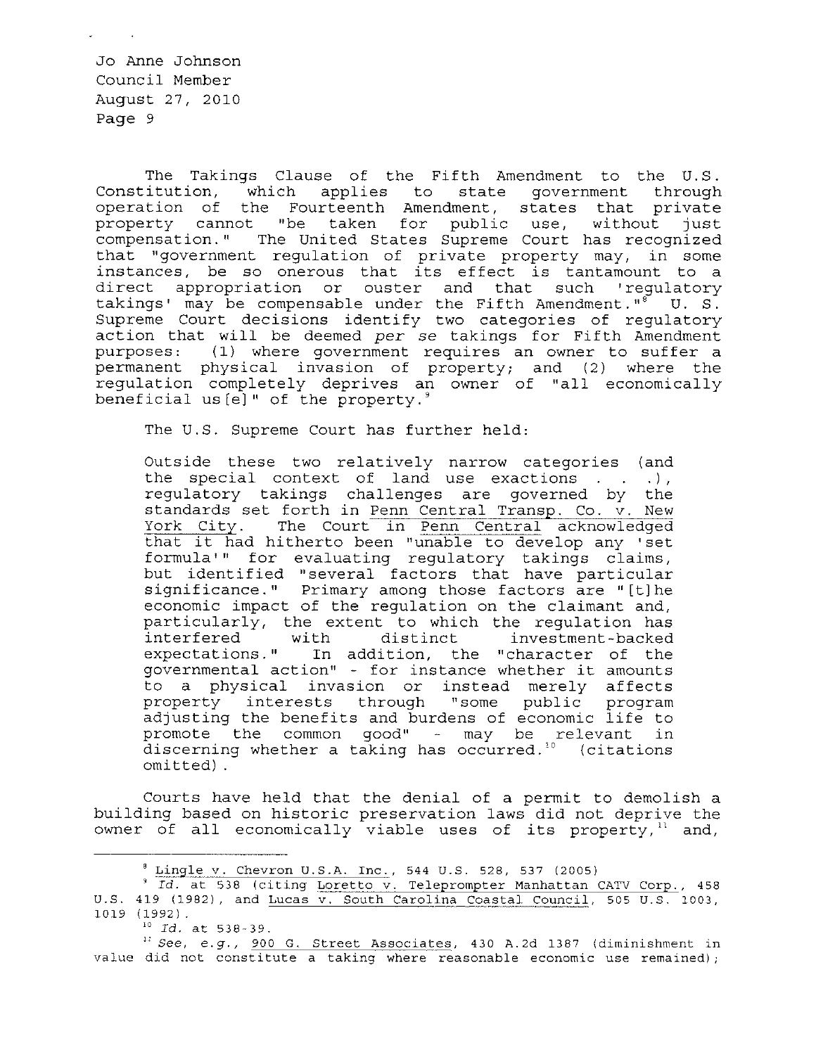The Takings Clause of the Fifth Amendment to the U.S. Constitution, which applies to state government through operation of the Fourteenth Amendment, states that private property cannot "be taken for public use, without just compensation." The United States Supreme Court has recognized that "government regulation of private property may, in some instances, be so onerous that its effect is tantamount to a direct appropriation or ouster and that such 'regulatory takings' may be compensable under the Fifth Amendment."[8] U. S. Supreme Court decisions identify two categories of regulatory action that will be deemed *per se* takings for Fifth Amendment purposes: (1) where government requires an owner to suffer a permanent physical invasion of property; and (2) where the regulation completely deprives an owner of "all economically beneficial us[e]" of the property.[9]

The U.S. Supreme Court has further held:

> Outside these two relatively narrow categories (and the special context of land use exactions . . .), regulatory takings challenges are governed by the standards set forth in Penn Central Transp. Co. v. New York City. The Court in Penn Central acknowledged that it had hitherto been "unable to develop any 'set formula'" for evaluating regulatory takings claims, but identified "several factors that have particular significance." Primary among those factors are "[t]he economic impact of the regulation on the claimant and, particularly, the extent to which the regulation has interfered with distinct investment-backed expectations." In addition, the "character of the governmental action" - for instance whether it amounts to a physical invasion or instead merely affects property interests through "some public program adjusting the benefits and burdens of economic life to promote the common good" - may be relevant in discerning whether a taking has occurred.[10] (citations omitted).

Courts have held that the denial of a permit to demolish a building based on historic preservation laws did not deprive the owner of all economically viable uses of its property,[11] and,

---

[8] Lingle v. Chevron U.S.A. Inc., 544 U.S. 528, 537 (2005)

[9] *Id.* at 538 (citing Loretto v. Teleprompter Manhattan CATV Corp., 458 U.S. 419 (1982), and Lucas v. South Carolina Coastal Council, 505 U.S. 1003, 1019 (1992).

[10] *Id.* at 538-39.

[11] *See, e.g.*, 900 G. Street Associates, 430 A.2d 1387 (diminishment in value did not constitute a taking where reasonable economic use remained);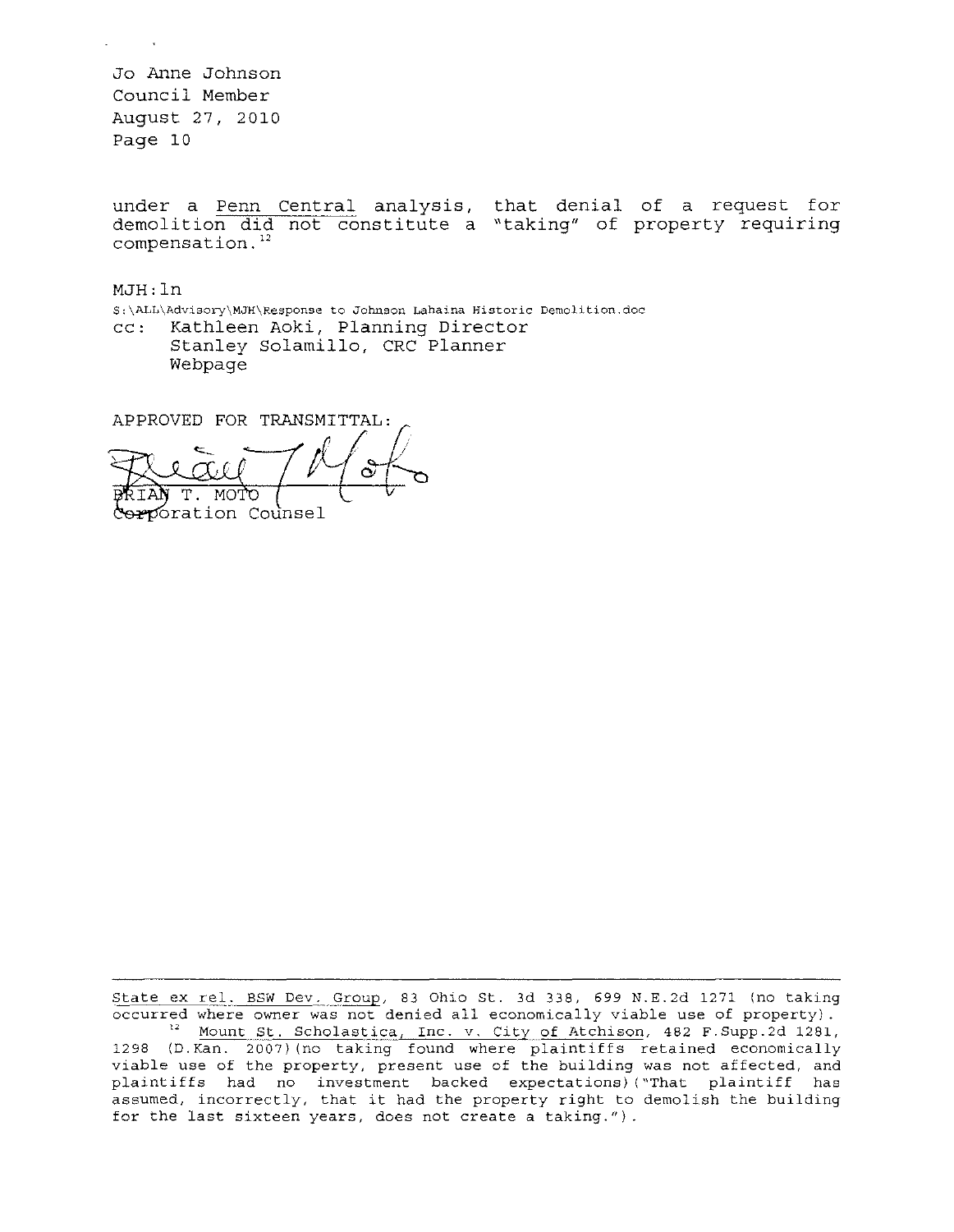under a Penn Central analysis, that denial of a request for demolition did not constitute a "taking" of property requiring compensation.[12]

MJH:ln

S:\ALL\Advisory\MJH\Response to Johnson Lahaina Historic Demolition.doc

cc: Kathleen Aoki, Planning Director
Stanley Solamillo, CRC Planner
Webpage

APPROVED FOR TRANSMITTAL:

BRIAN T. MOTO
Corporation Counsel

---

State ex rel. BSW Dev. Group, 83 Ohio St. 3d 338, 699 N.E.2d 1271 (no taking occurred where owner was not denied all economically viable use of property).

[12] Mount St. Scholastica, Inc. v. City of Atchison, 482 F.Supp.2d 1281, 1298 (D.Kan. 2007)(no taking found where plaintiffs retained economically viable use of the property, present use of the building was not affected, and plaintiffs had no investment backed expectations)("That plaintiff has assumed, incorrectly, that it had the property right to demolish the building for the last sixteen years, does not create a taking.").